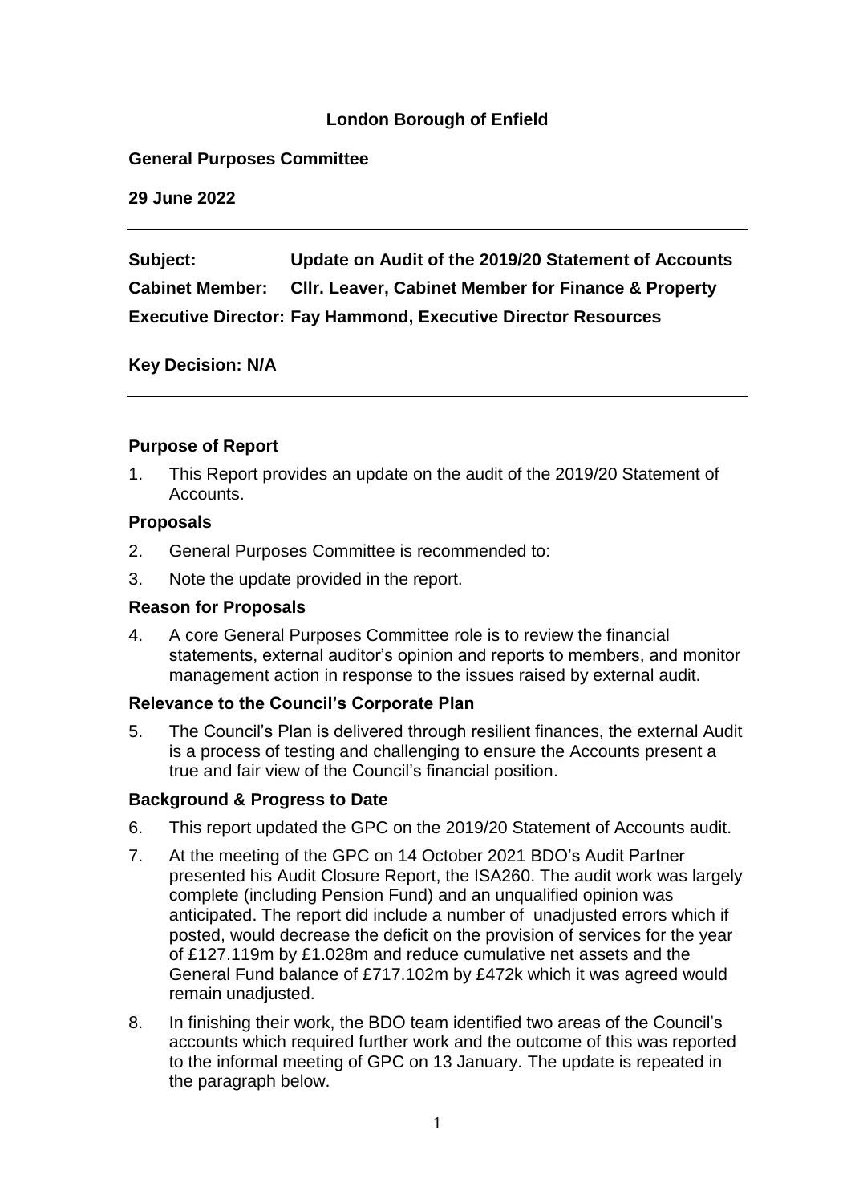**London Borough of Enfield**

**General Purposes Committee**

**29 June 2022**

---

**Subject:** **Update on Audit of the 2019/20 Statement of Accounts**

**Cabinet Member:** **Cllr. Leaver, Cabinet Member for Finance & Property**

**Executive Director: Fay Hammond, Executive Director Resources**

**Key Decision: N/A**

---

**Purpose of Report**

1. This Report provides an update on the audit of the 2019/20 Statement of Accounts.

**Proposals**

2. General Purposes Committee is recommended to:
3. Note the update provided in the report.

**Reason for Proposals**

4. A core General Purposes Committee role is to review the financial statements, external auditor's opinion and reports to members, and monitor management action in response to the issues raised by external audit.

**Relevance to the Council's Corporate Plan**

5. The Council's Plan is delivered through resilient finances, the external Audit is a process of testing and challenging to ensure the Accounts present a true and fair view of the Council's financial position.

**Background & Progress to Date**

6. This report updated the GPC on the 2019/20 Statement of Accounts audit.
7. At the meeting of the GPC on 14 October 2021 BDO's Audit Partner presented his Audit Closure Report, the ISA260. The audit work was largely complete (including Pension Fund) and an unqualified opinion was anticipated. The report did include a number of unadjusted errors which if posted, would decrease the deficit on the provision of services for the year of £127.119m by £1.028m and reduce cumulative net assets and the General Fund balance of £717.102m by £472k which it was agreed would remain unadjusted.
8. In finishing their work, the BDO team identified two areas of the Council's accounts which required further work and the outcome of this was reported to the informal meeting of GPC on 13 January. The update is repeated in the paragraph below.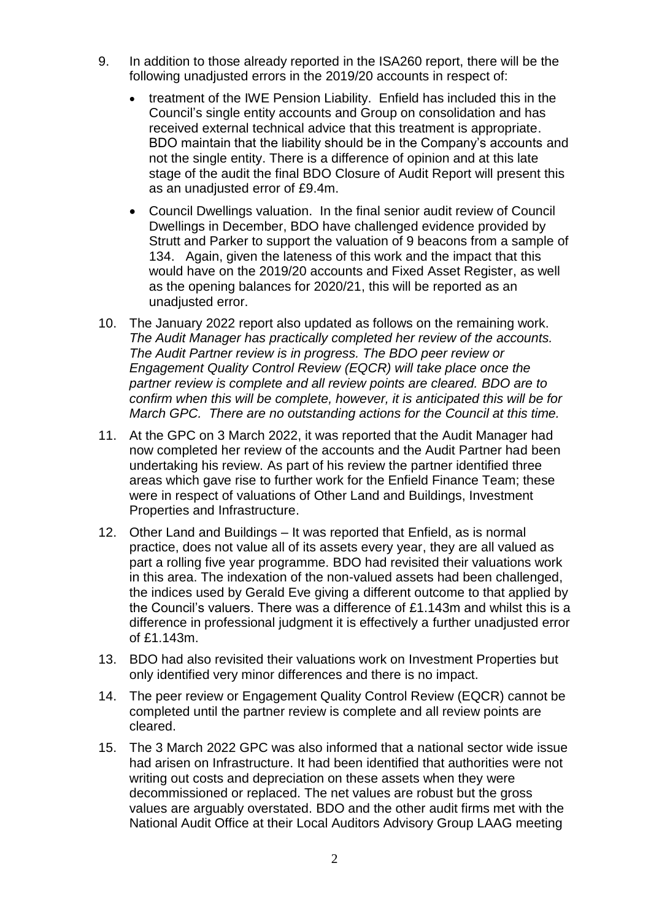9. In addition to those already reported in the ISA260 report, there will be the following unadjusted errors in the 2019/20 accounts in respect of:
   - treatment of the IWE Pension Liability. Enfield has included this in the Council's single entity accounts and Group on consolidation and has received external technical advice that this treatment is appropriate. BDO maintain that the liability should be in the Company's accounts and not the single entity. There is a difference of opinion and at this late stage of the audit the final BDO Closure of Audit Report will present this as an unadjusted error of £9.4m.
   - Council Dwellings valuation. In the final senior audit review of Council Dwellings in December, BDO have challenged evidence provided by Strutt and Parker to support the valuation of 9 beacons from a sample of 134. Again, given the lateness of this work and the impact that this would have on the 2019/20 accounts and Fixed Asset Register, as well as the opening balances for 2020/21, this will be reported as an unadjusted error.

10. The January 2022 report also updated as follows on the remaining work. *The Audit Manager has practically completed her review of the accounts. The Audit Partner review is in progress. The BDO peer review or Engagement Quality Control Review (EQCR) will take place once the partner review is complete and all review points are cleared. BDO are to confirm when this will be complete, however, it is anticipated this will be for March GPC. There are no outstanding actions for the Council at this time.*

11. At the GPC on 3 March 2022, it was reported that the Audit Manager had now completed her review of the accounts and the Audit Partner had been undertaking his review. As part of his review the partner identified three areas which gave rise to further work for the Enfield Finance Team; these were in respect of valuations of Other Land and Buildings, Investment Properties and Infrastructure.

12. Other Land and Buildings – It was reported that Enfield, as is normal practice, does not value all of its assets every year, they are all valued as part a rolling five year programme. BDO had revisited their valuations work in this area. The indexation of the non-valued assets had been challenged, the indices used by Gerald Eve giving a different outcome to that applied by the Council's valuers. There was a difference of £1.143m and whilst this is a difference in professional judgment it is effectively a further unadjusted error of £1.143m.

13. BDO had also revisited their valuations work on Investment Properties but only identified very minor differences and there is no impact.

14. The peer review or Engagement Quality Control Review (EQCR) cannot be completed until the partner review is complete and all review points are cleared.

15. The 3 March 2022 GPC was also informed that a national sector wide issue had arisen on Infrastructure. It had been identified that authorities were not writing out costs and depreciation on these assets when they were decommissioned or replaced. The net values are robust but the gross values are arguably overstated. BDO and the other audit firms met with the National Audit Office at their Local Auditors Advisory Group LAAG meeting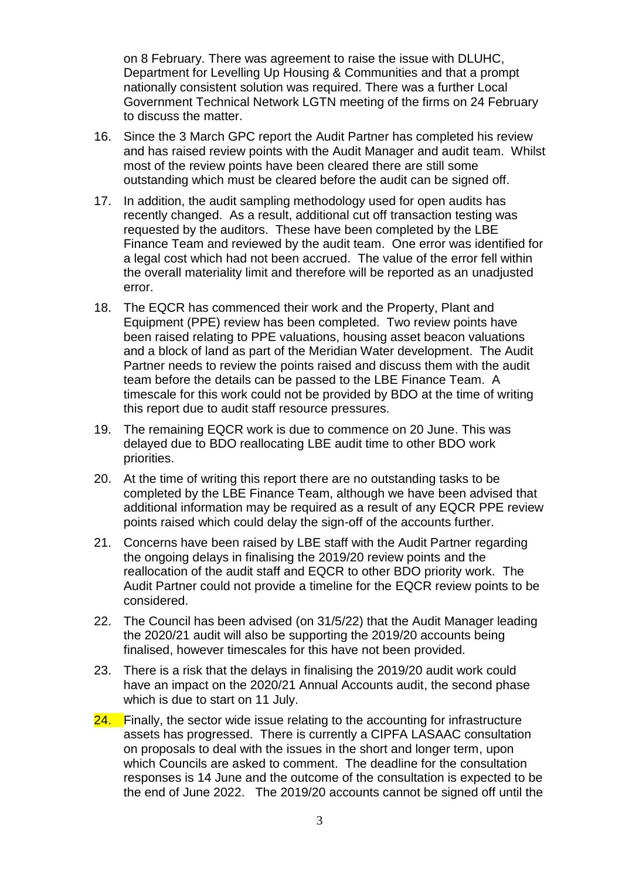on 8 February. There was agreement to raise the issue with DLUHC, Department for Levelling Up Housing & Communities and that a prompt nationally consistent solution was required. There was a further Local Government Technical Network LGTN meeting of the firms on 24 February to discuss the matter.

16. Since the 3 March GPC report the Audit Partner has completed his review and has raised review points with the Audit Manager and audit team. Whilst most of the review points have been cleared there are still some outstanding which must be cleared before the audit can be signed off.

17. In addition, the audit sampling methodology used for open audits has recently changed. As a result, additional cut off transaction testing was requested by the auditors. These have been completed by the LBE Finance Team and reviewed by the audit team. One error was identified for a legal cost which had not been accrued. The value of the error fell within the overall materiality limit and therefore will be reported as an unadjusted error.

18. The EQCR has commenced their work and the Property, Plant and Equipment (PPE) review has been completed. Two review points have been raised relating to PPE valuations, housing asset beacon valuations and a block of land as part of the Meridian Water development. The Audit Partner needs to review the points raised and discuss them with the audit team before the details can be passed to the LBE Finance Team. A timescale for this work could not be provided by BDO at the time of writing this report due to audit staff resource pressures.

19. The remaining EQCR work is due to commence on 20 June. This was delayed due to BDO reallocating LBE audit time to other BDO work priorities.

20. At the time of writing this report there are no outstanding tasks to be completed by the LBE Finance Team, although we have been advised that additional information may be required as a result of any EQCR PPE review points raised which could delay the sign-off of the accounts further.

21. Concerns have been raised by LBE staff with the Audit Partner regarding the ongoing delays in finalising the 2019/20 review points and the reallocation of the audit staff and EQCR to other BDO priority work. The Audit Partner could not provide a timeline for the EQCR review points to be considered.

22. The Council has been advised (on 31/5/22) that the Audit Manager leading the 2020/21 audit will also be supporting the 2019/20 accounts being finalised, however timescales for this have not been provided.

23. There is a risk that the delays in finalising the 2019/20 audit work could have an impact on the 2020/21 Annual Accounts audit, the second phase which is due to start on 11 July.

24. Finally, the sector wide issue relating to the accounting for infrastructure assets has progressed. There is currently a CIPFA LASAAC consultation on proposals to deal with the issues in the short and longer term, upon which Councils are asked to comment. The deadline for the consultation responses is 14 June and the outcome of the consultation is expected to be the end of June 2022. The 2019/20 accounts cannot be signed off until the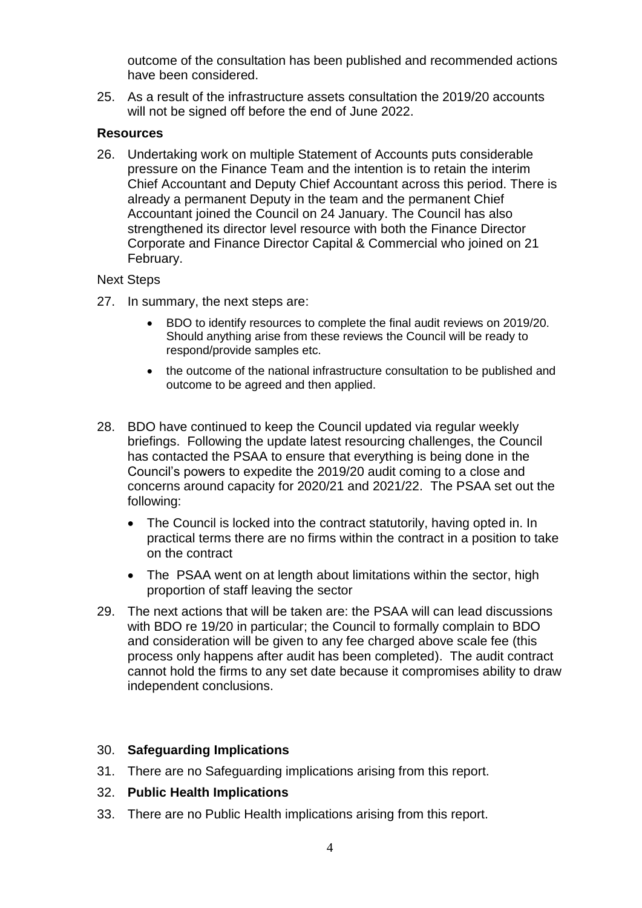outcome of the consultation has been published and recommended actions have been considered.

25. As a result of the infrastructure assets consultation the 2019/20 accounts will not be signed off before the end of June 2022.

**Resources**

26. Undertaking work on multiple Statement of Accounts puts considerable pressure on the Finance Team and the intention is to retain the interim Chief Accountant and Deputy Chief Accountant across this period. There is already a permanent Deputy in the team and the permanent Chief Accountant joined the Council on 24 January. The Council has also strengthened its director level resource with both the Finance Director Corporate and Finance Director Capital & Commercial who joined on 21 February.

Next Steps

27. In summary, the next steps are:

    - BDO to identify resources to complete the final audit reviews on 2019/20. Should anything arise from these reviews the Council will be ready to respond/provide samples etc.
    - the outcome of the national infrastructure consultation to be published and outcome to be agreed and then applied.

28. BDO have continued to keep the Council updated via regular weekly briefings. Following the update latest resourcing challenges, the Council has contacted the PSAA to ensure that everything is being done in the Council's powers to expedite the 2019/20 audit coming to a close and concerns around capacity for 2020/21 and 2021/22. The PSAA set out the following:

    - The Council is locked into the contract statutorily, having opted in. In practical terms there are no firms within the contract in a position to take on the contract
    - The PSAA went on at length about limitations within the sector, high proportion of staff leaving the sector

29. The next actions that will be taken are: the PSAA will can lead discussions with BDO re 19/20 in particular; the Council to formally complain to BDO and consideration will be given to any fee charged above scale fee (this process only happens after audit has been completed). The audit contract cannot hold the firms to any set date because it compromises ability to draw independent conclusions.

30. **Safeguarding Implications**

31. There are no Safeguarding implications arising from this report.

32. **Public Health Implications**

33. There are no Public Health implications arising from this report.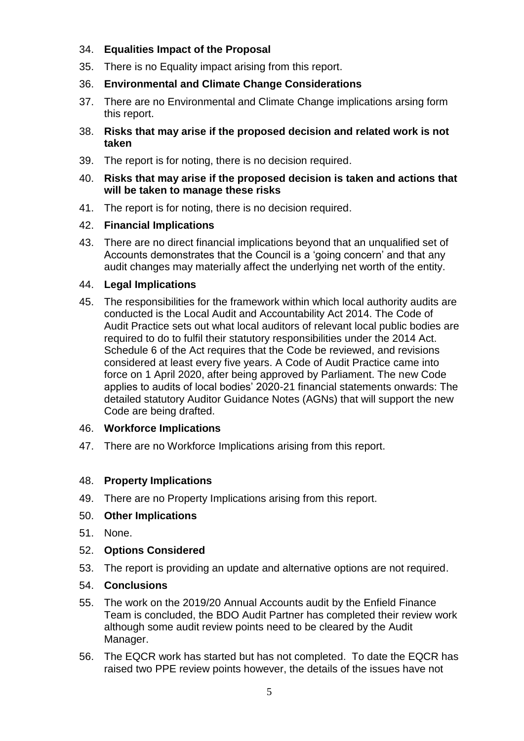34. **Equalities Impact of the Proposal**

35. There is no Equality impact arising from this report.

36. **Environmental and Climate Change Considerations**

37. There are no Environmental and Climate Change implications arsing form this report.

38. **Risks that may arise if the proposed decision and related work is not taken**

39. The report is for noting, there is no decision required.

40. **Risks that may arise if the proposed decision is taken and actions that will be taken to manage these risks**

41. The report is for noting, there is no decision required.

42. **Financial Implications**

43. There are no direct financial implications beyond that an unqualified set of Accounts demonstrates that the Council is a 'going concern' and that any audit changes may materially affect the underlying net worth of the entity.

44. **Legal Implications**

45. The responsibilities for the framework within which local authority audits are conducted is the Local Audit and Accountability Act 2014. The Code of Audit Practice sets out what local auditors of relevant local public bodies are required to do to fulfil their statutory responsibilities under the 2014 Act. Schedule 6 of the Act requires that the Code be reviewed, and revisions considered at least every five years. A Code of Audit Practice came into force on 1 April 2020, after being approved by Parliament. The new Code applies to audits of local bodies' 2020-21 financial statements onwards: The detailed statutory Auditor Guidance Notes (AGNs) that will support the new Code are being drafted.

46. **Workforce Implications**

47. There are no Workforce Implications arising from this report.

48. **Property Implications**

49. There are no Property Implications arising from this report.

50. **Other Implications**

51. None.

52. **Options Considered**

53. The report is providing an update and alternative options are not required.

54. **Conclusions**

55. The work on the 2019/20 Annual Accounts audit by the Enfield Finance Team is concluded, the BDO Audit Partner has completed their review work although some audit review points need to be cleared by the Audit Manager.

56. The EQCR work has started but has not completed. To date the EQCR has raised two PPE review points however, the details of the issues have not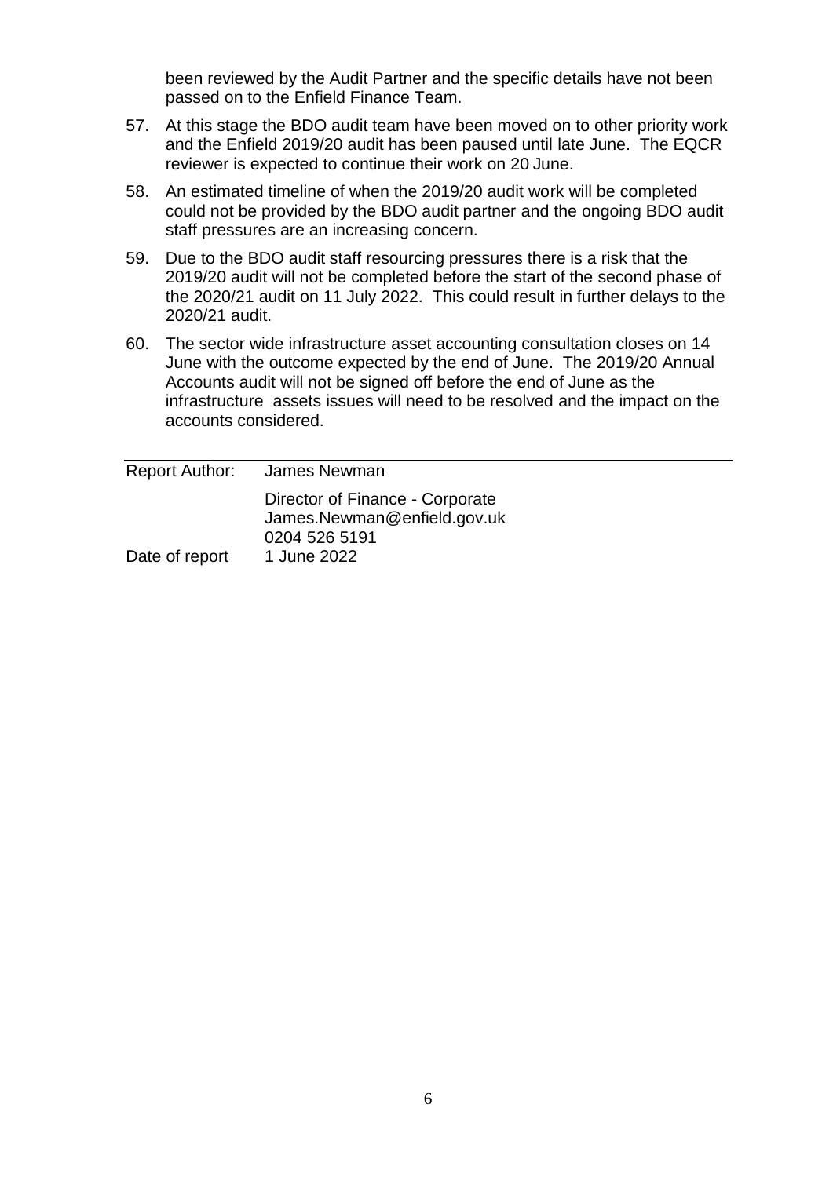been reviewed by the Audit Partner and the specific details have not been passed on to the Enfield Finance Team.

57. At this stage the BDO audit team have been moved on to other priority work and the Enfield 2019/20 audit has been paused until late June. The EQCR reviewer is expected to continue their work on 20 June.

58. An estimated timeline of when the 2019/20 audit work will be completed could not be provided by the BDO audit partner and the ongoing BDO audit staff pressures are an increasing concern.

59. Due to the BDO audit staff resourcing pressures there is a risk that the 2019/20 audit will not be completed before the start of the second phase of the 2020/21 audit on 11 July 2022. This could result in further delays to the 2020/21 audit.

60. The sector wide infrastructure asset accounting consultation closes on 14 June with the outcome expected by the end of June. The 2019/20 Annual Accounts audit will not be signed off before the end of June as the infrastructure assets issues will need to be resolved and the impact on the accounts considered.

| | |
|---|---|
| Report Author: | James Newman<br>Director of Finance - Corporate<br>James.Newman@enfield.gov.uk<br>0204 526 5191 |
| Date of report | 1 June 2022 |